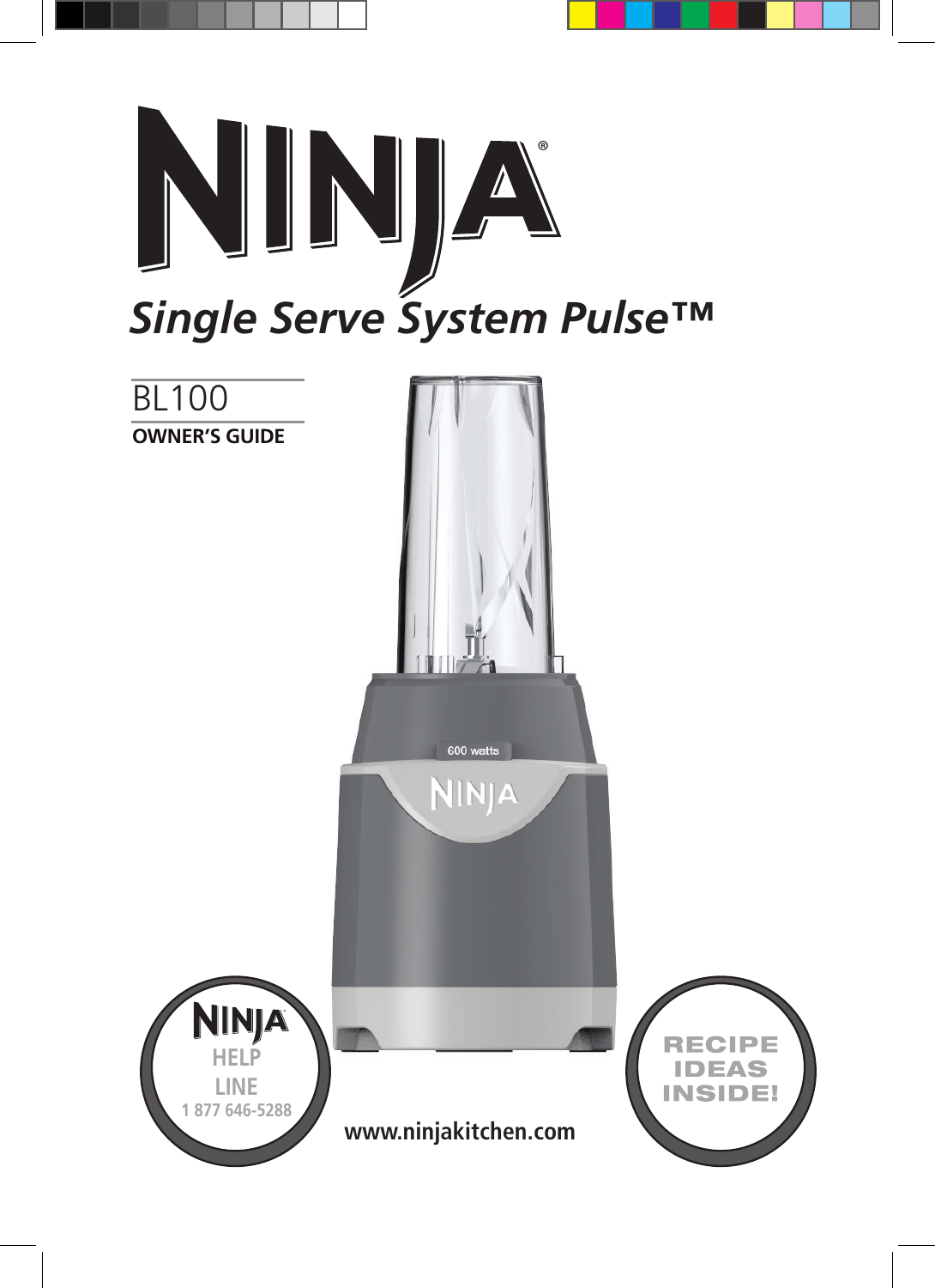# NINJA®

## *Single Serve System Pulse™*

BL100

**OWNER'S GUIDE**

600 watts

NINJA

NINJA
HELP
LINE
1 877 646-5288

RECIPE
IDEAS
INSIDE!

**www.ninjakitchen.com**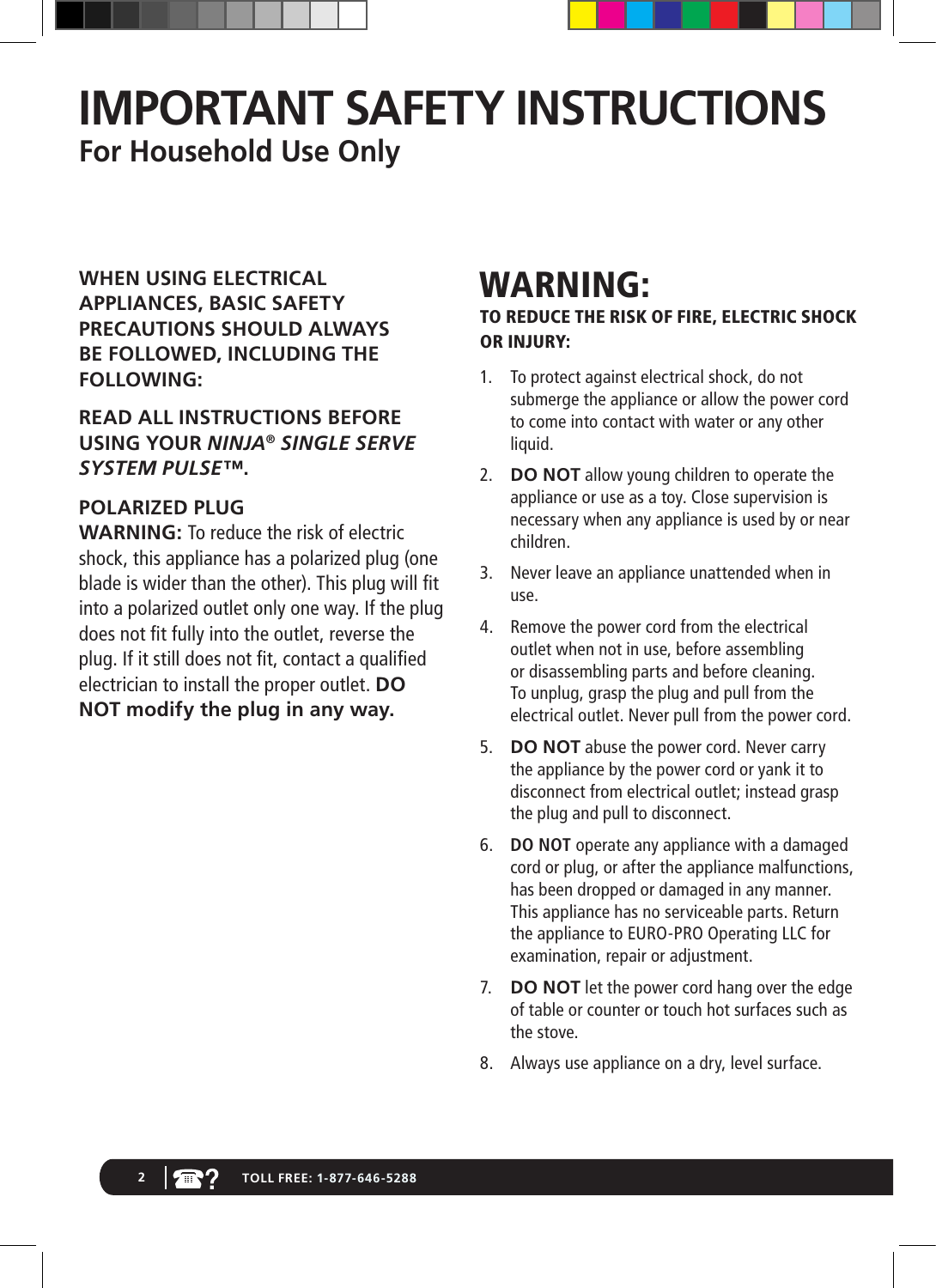# IMPORTANT SAFETY INSTRUCTIONS

## For Household Use Only

**WHEN USING ELECTRICAL APPLIANCES, BASIC SAFETY PRECAUTIONS SHOULD ALWAYS BE FOLLOWED, INCLUDING THE FOLLOWING:**

**READ ALL INSTRUCTIONS BEFORE USING YOUR *NINJA® SINGLE SERVE SYSTEM PULSE™*.**

**POLARIZED PLUG**
**WARNING:** To reduce the risk of electric shock, this appliance has a polarized plug (one blade is wider than the other). This plug will fit into a polarized outlet only one way. If the plug does not fit fully into the outlet, reverse the plug. If it still does not fit, contact a qualified electrician to install the proper outlet. **DO NOT modify the plug in any way.**

## WARNING:

**TO REDUCE THE RISK OF FIRE, ELECTRIC SHOCK OR INJURY:**

1. To protect against electrical shock, do not submerge the appliance or allow the power cord to come into contact with water or any other liquid.
2. **DO NOT** allow young children to operate the appliance or use as a toy. Close supervision is necessary when any appliance is used by or near children.
3. Never leave an appliance unattended when in use.
4. Remove the power cord from the electrical outlet when not in use, before assembling or disassembling parts and before cleaning. To unplug, grasp the plug and pull from the electrical outlet. Never pull from the power cord.
5. **DO NOT** abuse the power cord. Never carry the appliance by the power cord or yank it to disconnect from electrical outlet; instead grasp the plug and pull to disconnect.
6. **DO NOT** operate any appliance with a damaged cord or plug, or after the appliance malfunctions, has been dropped or damaged in any manner. This appliance has no serviceable parts. Return the appliance to EURO-PRO Operating LLC for examination, repair or adjustment.
7. **DO NOT** let the power cord hang over the edge of table or counter or touch hot surfaces such as the stove.
8. Always use appliance on a dry, level surface.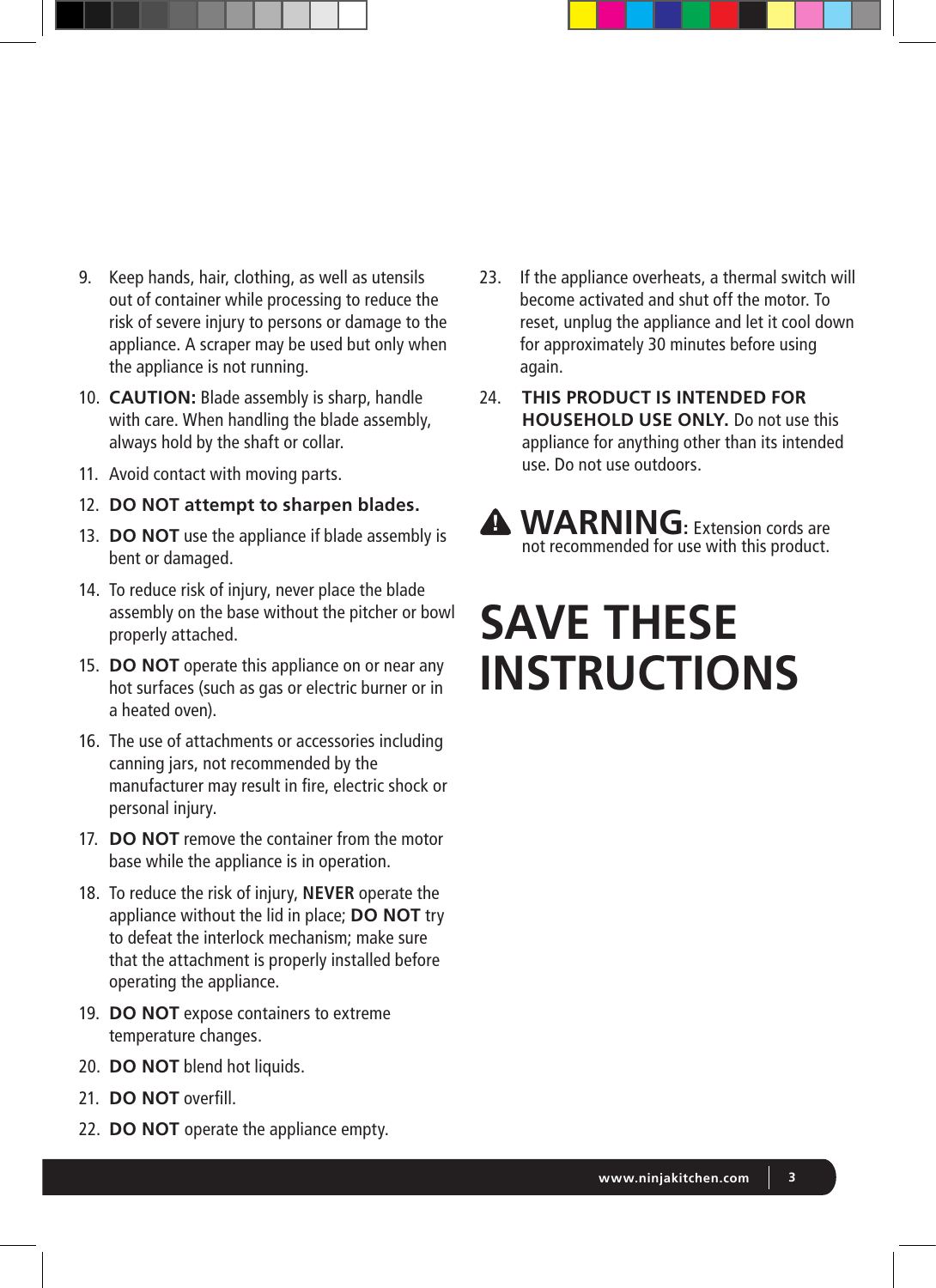9. Keep hands, hair, clothing, as well as utensils out of container while processing to reduce the risk of severe injury to persons or damage to the appliance. A scraper may be used but only when the appliance is not running.
10. **CAUTION:** Blade assembly is sharp, handle with care. When handling the blade assembly, always hold by the shaft or collar.
11. Avoid contact with moving parts.
12. **DO NOT attempt to sharpen blades.**
13. **DO NOT** use the appliance if blade assembly is bent or damaged.
14. To reduce risk of injury, never place the blade assembly on the base without the pitcher or bowl properly attached.
15. **DO NOT** operate this appliance on or near any hot surfaces (such as gas or electric burner or in a heated oven).
16. The use of attachments or accessories including canning jars, not recommended by the manufacturer may result in fire, electric shock or personal injury.
17. **DO NOT** remove the container from the motor base while the appliance is in operation.
18. To reduce the risk of injury, **NEVER** operate the appliance without the lid in place; **DO NOT** try to defeat the interlock mechanism; make sure that the attachment is properly installed before operating the appliance.
19. **DO NOT** expose containers to extreme temperature changes.
20. **DO NOT** blend hot liquids.
21. **DO NOT** overfill.
22. **DO NOT** operate the appliance empty.
23. If the appliance overheats, a thermal switch will become activated and shut off the motor. To reset, unplug the appliance and let it cool down for approximately 30 minutes before using again.
24. **THIS PRODUCT IS INTENDED FOR HOUSEHOLD USE ONLY.** Do not use this appliance for anything other than its intended use. Do not use outdoors.

⚠ **WARNING:** Extension cords are not recommended for use with this product.

# SAVE THESE INSTRUCTIONS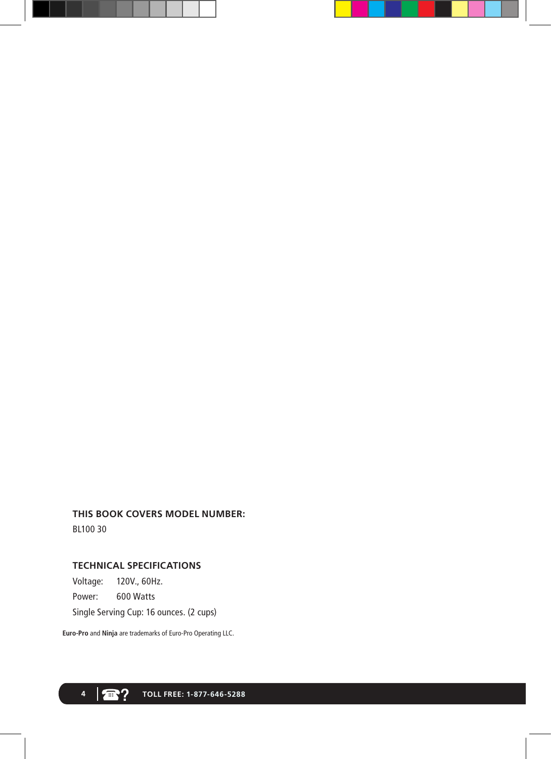### THIS BOOK COVERS MODEL NUMBER:

BL100 30

### TECHNICAL SPECIFICATIONS

Voltage: 120V., 60Hz.

Power: 600 Watts

Single Serving Cup: 16 ounces. (2 cups)

**Euro-Pro** and **Ninja** are trademarks of Euro-Pro Operating LLC.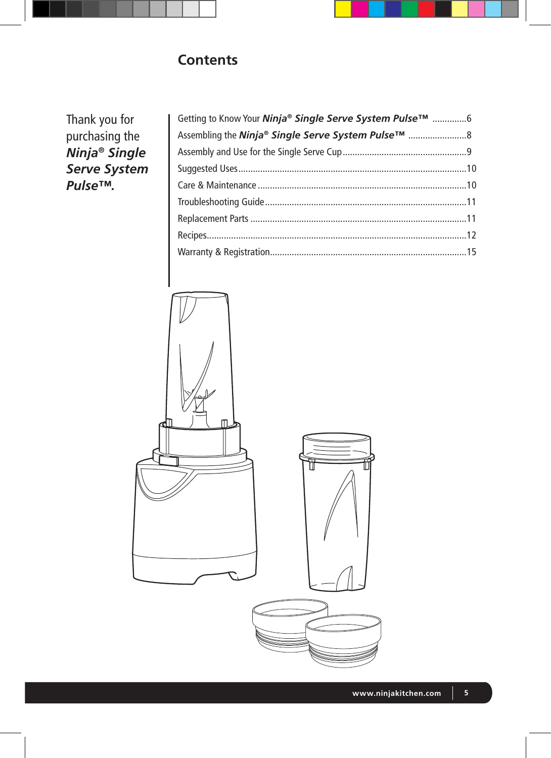# Contents

Thank you for purchasing the ***Ninja® Single Serve System Pulse™.***

| | |
|---|---|
| Getting to Know Your ***Ninja® Single Serve System Pulse™*** | 6 |
| Assembling the ***Ninja® Single Serve System Pulse™*** | 8 |
| Assembly and Use for the Single Serve Cup | 9 |
| Suggested Uses | 10 |
| Care & Maintenance | 10 |
| Troubleshooting Guide | 11 |
| Replacement Parts | 11 |
| Recipes | 12 |
| Warranty & Registration | 15 |

www.ninjakitchen.com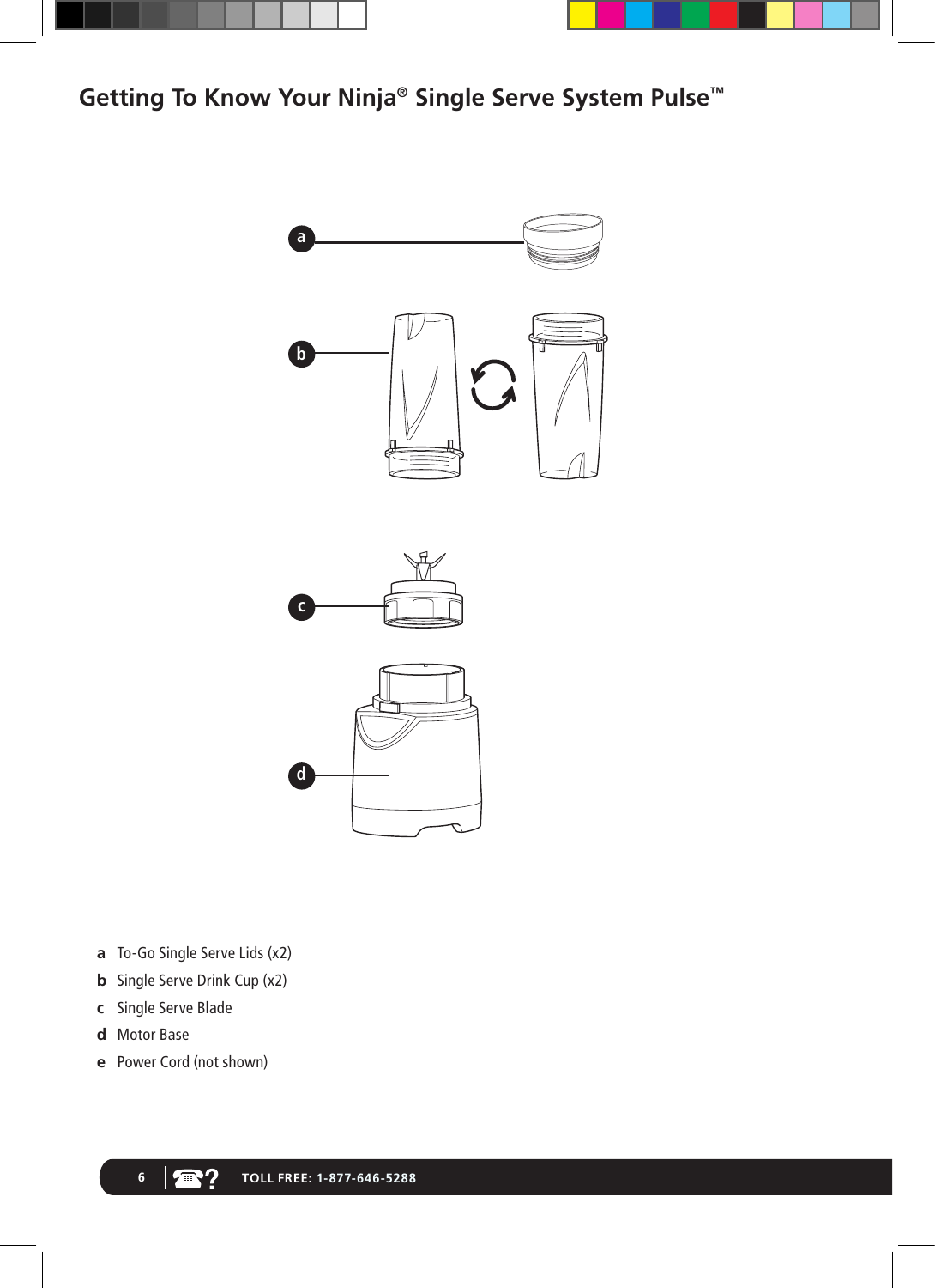# Getting To Know Your Ninja® Single Serve System Pulse™

- **a** To-Go Single Serve Lids (x2)
- **b** Single Serve Drink Cup (x2)
- **c** Single Serve Blade
- **d** Motor Base
- **e** Power Cord (not shown)

TOLL FREE: 1-877-646-5288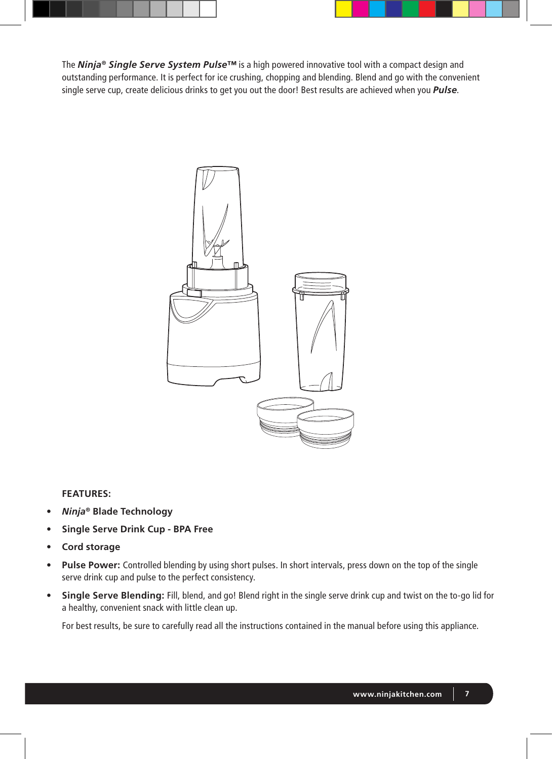The ***Ninja® Single Serve System Pulse™*** is a high powered innovative tool with a compact design and outstanding performance. It is perfect for ice crushing, chopping and blending. Blend and go with the convenient single serve cup, create delicious drinks to get you out the door! Best results are achieved when you ***Pulse***.

**FEATURES:**

- ***Ninja®*** **Blade Technology**
- **Single Serve Drink Cup - BPA Free**
- **Cord storage**
- **Pulse Power:** Controlled blending by using short pulses. In short intervals, press down on the top of the single serve drink cup and pulse to the perfect consistency.
- **Single Serve Blending:** Fill, blend, and go! Blend right in the single serve drink cup and twist on the to-go lid for a healthy, convenient snack with little clean up.

For best results, be sure to carefully read all the instructions contained in the manual before using this appliance.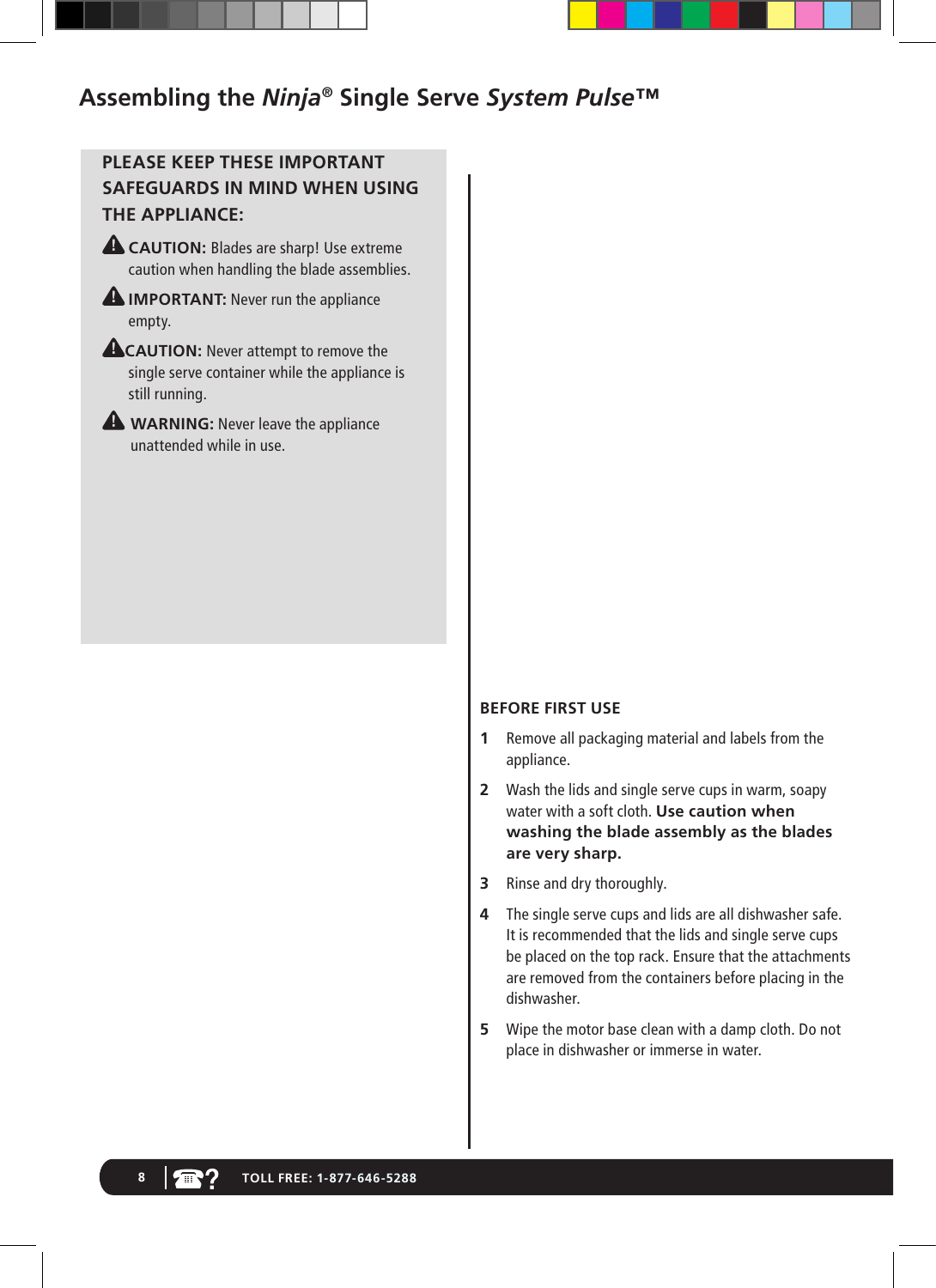# Assembling the *Ninja*® Single Serve *System Pulse*™

**PLEASE KEEP THESE IMPORTANT SAFEGUARDS IN MIND WHEN USING THE APPLIANCE:**

⚠ **CAUTION:** Blades are sharp! Use extreme caution when handling the blade assemblies.

⚠ **IMPORTANT:** Never run the appliance empty.

⚠ **CAUTION:** Never attempt to remove the single serve container while the appliance is still running.

⚠ **WARNING:** Never leave the appliance unattended while in use.

## BEFORE FIRST USE

1. Remove all packaging material and labels from the appliance.
2. Wash the lids and single serve cups in warm, soapy water with a soft cloth. **Use caution when washing the blade assembly as the blades are very sharp.**
3. Rinse and dry thoroughly.
4. The single serve cups and lids are all dishwasher safe. It is recommended that the lids and single serve cups be placed on the top rack. Ensure that the attachments are removed from the containers before placing in the dishwasher.
5. Wipe the motor base clean with a damp cloth. Do not place in dishwasher or immerse in water.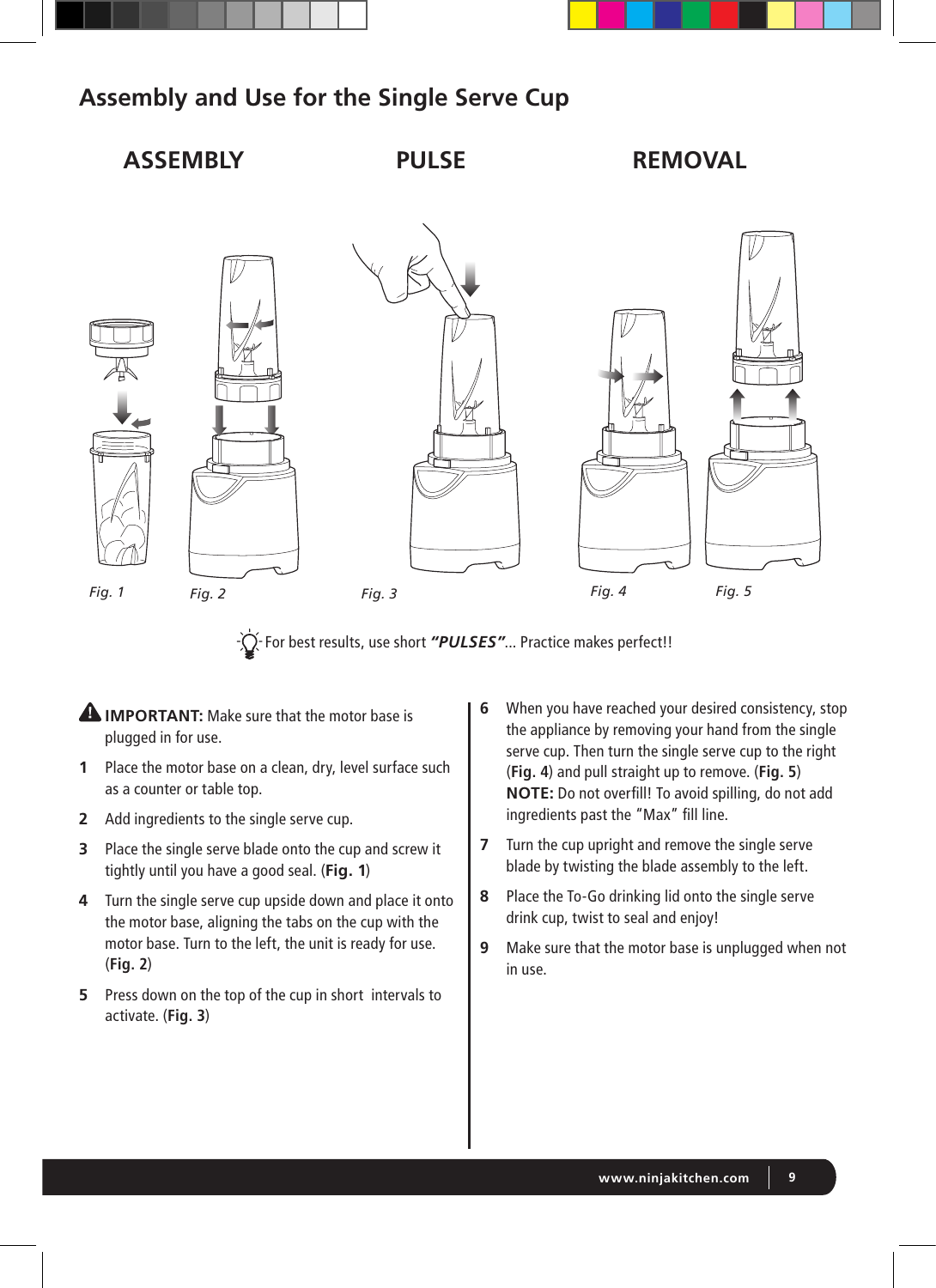## Assembly and Use for the Single Serve Cup

**ASSEMBLY** — **PULSE** — **REMOVAL**

*Fig. 1* *Fig. 2* *Fig. 3* *Fig. 4* *Fig. 5*

For best results, use short ***"PULSES"***... Practice makes perfect!!

**IMPORTANT:** Make sure that the motor base is plugged in for use.

1. Place the motor base on a clean, dry, level surface such as a counter or table top.
2. Add ingredients to the single serve cup.
3. Place the single serve blade onto the cup and screw it tightly until you have a good seal. (**Fig. 1**)
4. Turn the single serve cup upside down and place it onto the motor base, aligning the tabs on the cup with the motor base. Turn to the left, the unit is ready for use. (**Fig. 2**)
5. Press down on the top of the cup in short intervals to activate. (**Fig. 3**)
6. When you have reached your desired consistency, stop the appliance by removing your hand from the single serve cup. Then turn the single serve cup to the right (**Fig. 4**) and pull straight up to remove. (**Fig. 5**)
   **NOTE:** Do not overfill! To avoid spilling, do not add ingredients past the "Max" fill line.
7. Turn the cup upright and remove the single serve blade by twisting the blade assembly to the left.
8. Place the To-Go drinking lid onto the single serve drink cup, twist to seal and enjoy!
9. Make sure that the motor base is unplugged when not in use.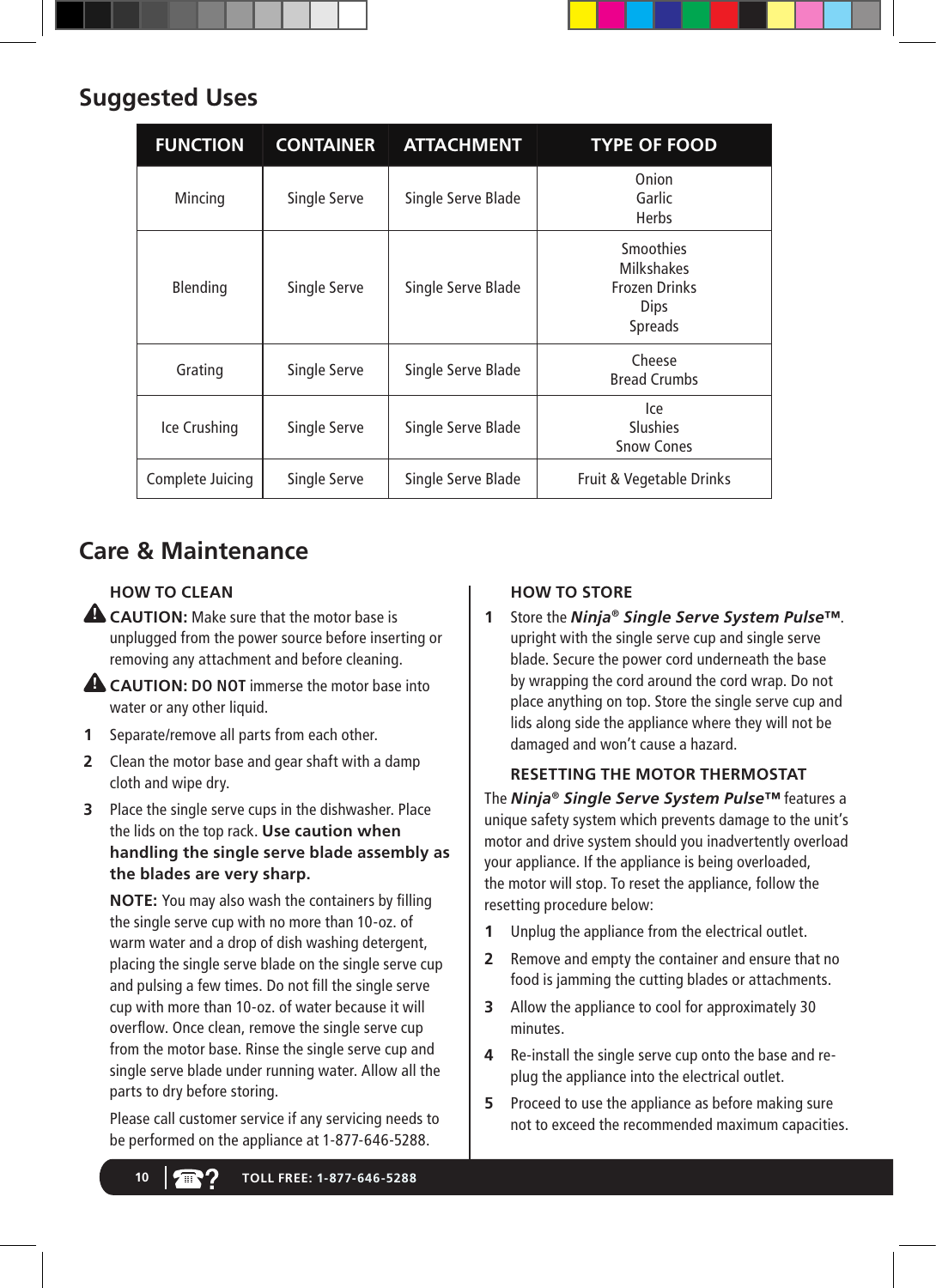## Suggested Uses

| FUNCTION | CONTAINER | ATTACHMENT | TYPE OF FOOD |
|---|---|---|---|
| Mincing | Single Serve | Single Serve Blade | Onion<br>Garlic<br>Herbs |
| Blending | Single Serve | Single Serve Blade | Smoothies<br>Milkshakes<br>Frozen Drinks<br>Dips<br>Spreads |
| Grating | Single Serve | Single Serve Blade | Cheese<br>Bread Crumbs |
| Ice Crushing | Single Serve | Single Serve Blade | Ice<br>Slushies<br>Snow Cones |
| Complete Juicing | Single Serve | Single Serve Blade | Fruit & Vegetable Drinks |

## Care & Maintenance

### HOW TO CLEAN

⚠ **CAUTION:** Make sure that the motor base is unplugged from the power source before inserting or removing any attachment and before cleaning.

⚠ **CAUTION: DO NOT** immerse the motor base into water or any other liquid.

1. Separate/remove all parts from each other.
2. Clean the motor base and gear shaft with a damp cloth and wipe dry.
3. Place the single serve cups in the dishwasher. Place the lids on the top rack. **Use caution when handling the single serve blade assembly as the blades are very sharp.**

   **NOTE:** You may also wash the containers by filling the single serve cup with no more than 10-oz. of warm water and a drop of dish washing detergent, placing the single serve blade on the single serve cup and pulsing a few times. Do not fill the single serve cup with more than 10-oz. of water because it will overflow. Once clean, remove the single serve cup from the motor base. Rinse the single serve cup and single serve blade under running water. Allow all the parts to dry before storing.

   Please call customer service if any servicing needs to be performed on the appliance at 1-877-646-5288.

### HOW TO STORE

1. Store the ***Ninja® Single Serve System Pulse™***. upright with the single serve cup and single serve blade. Secure the power cord underneath the base by wrapping the cord around the cord wrap. Do not place anything on top. Store the single serve cup and lids along side the appliance where they will not be damaged and won't cause a hazard.

### RESETTING THE MOTOR THERMOSTAT

The ***Ninja® Single Serve System Pulse™*** features a unique safety system which prevents damage to the unit's motor and drive system should you inadvertently overload your appliance. If the appliance is being overloaded, the motor will stop. To reset the appliance, follow the resetting procedure below:

1. Unplug the appliance from the electrical outlet.
2. Remove and empty the container and ensure that no food is jamming the cutting blades or attachments.
3. Allow the appliance to cool for approximately 30 minutes.
4. Re-install the single serve cup onto the base and re-plug the appliance into the electrical outlet.
5. Proceed to use the appliance as before making sure not to exceed the recommended maximum capacities.

TOLL FREE: 1-877-646-5288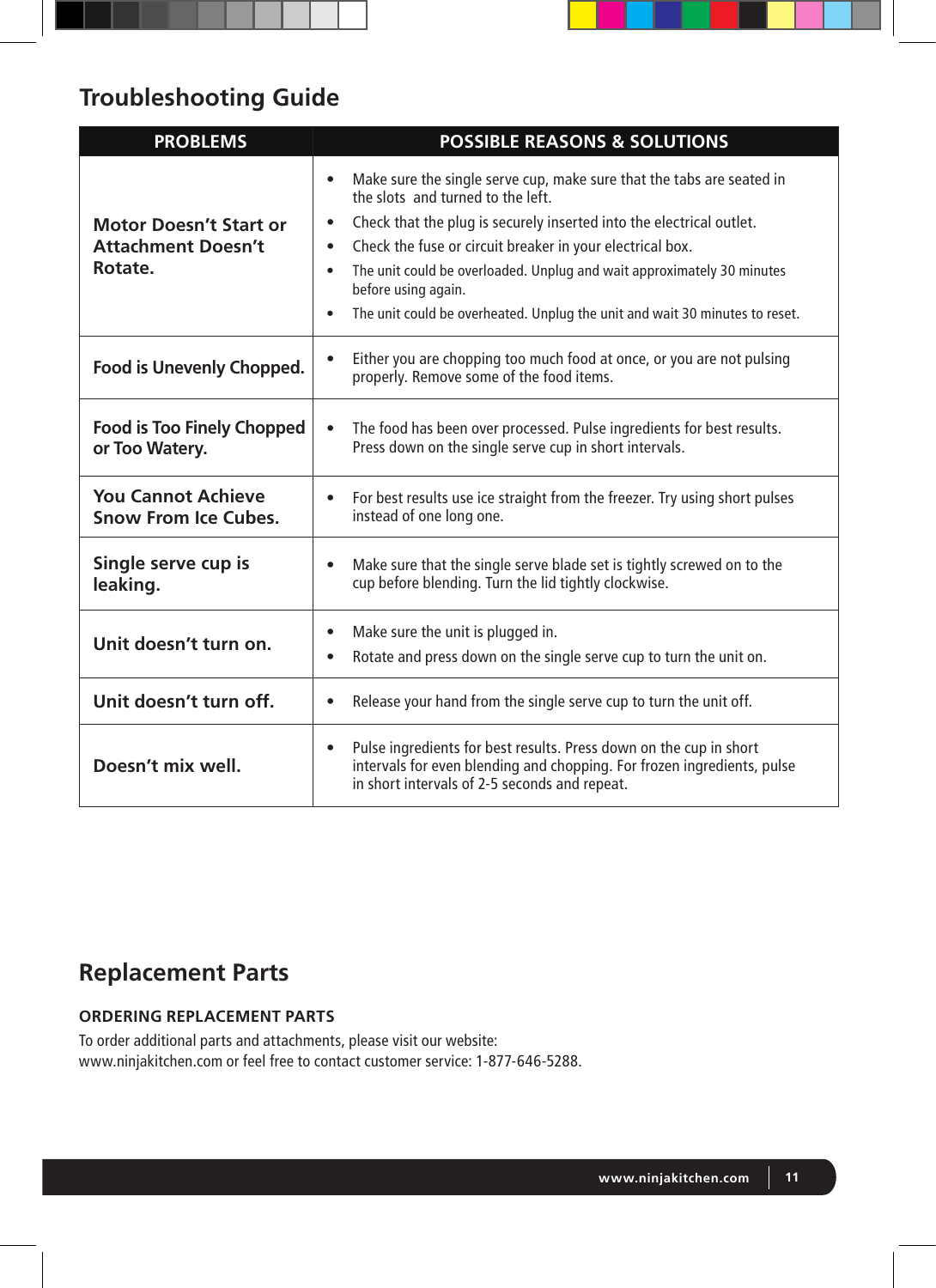# Troubleshooting Guide

| PROBLEMS | POSSIBLE REASONS & SOLUTIONS |
|---|---|
| **Motor Doesn't Start or Attachment Doesn't Rotate.** | • Make sure the single serve cup, make sure that the tabs are seated in the slots  and turned to the left.<br>• Check that the plug is securely inserted into the electrical outlet.<br>• Check the fuse or circuit breaker in your electrical box.<br>• The unit could be overloaded. Unplug and wait approximately 30 minutes before using again.<br>• The unit could be overheated. Unplug the unit and wait 30 minutes to reset. |
| **Food is Unevenly Chopped.** | • Either you are chopping too much food at once, or you are not pulsing properly. Remove some of the food items. |
| **Food is Too Finely Chopped or Too Watery.** | • The food has been over processed. Pulse ingredients for best results. Press down on the single serve cup in short intervals. |
| **You Cannot Achieve Snow From Ice Cubes.** | • For best results use ice straight from the freezer. Try using short pulses instead of one long one. |
| **Single serve cup is leaking.** | • Make sure that the single serve blade set is tightly screwed on to the cup before blending. Turn the lid tightly clockwise. |
| **Unit doesn't turn on.** | • Make sure the unit is plugged in.<br>• Rotate and press down on the single serve cup to turn the unit on. |
| **Unit doesn't turn off.** | • Release your hand from the single serve cup to turn the unit off. |
| **Doesn't mix well.** | • Pulse ingredients for best results. Press down on the cup in short intervals for even blending and chopping. For frozen ingredients, pulse in short intervals of 2-5 seconds and repeat. |

# Replacement Parts

**ORDERING REPLACEMENT PARTS**

To order additional parts and attachments, please visit our website:
www.ninjakitchen.com or feel free to contact customer service: 1-877-646-5288.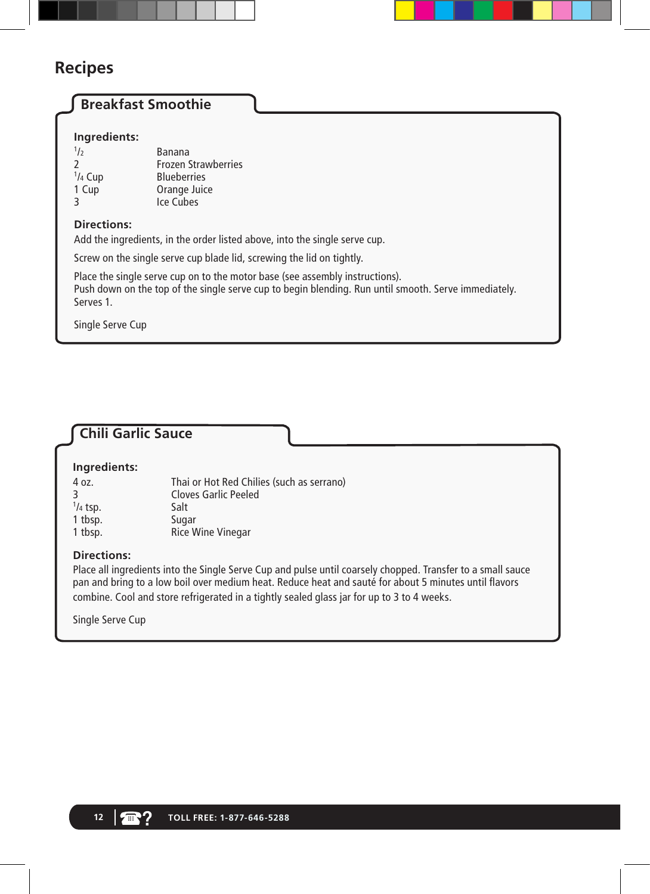# Recipes

## Breakfast Smoothie

**Ingredients:**

| | |
|---|---|
| 1/2 | Banana |
| 2 | Frozen Strawberries |
| 1/4 Cup | Blueberries |
| 1 Cup | Orange Juice |
| 3 | Ice Cubes |

**Directions:**

Add the ingredients, in the order listed above, into the single serve cup.

Screw on the single serve cup blade lid, screwing the lid on tightly.

Place the single serve cup on to the motor base (see assembly instructions).
Push down on the top of the single serve cup to begin blending. Run until smooth. Serve immediately. Serves 1.

Single Serve Cup

## Chili Garlic Sauce

**Ingredients:**

| | |
|---|---|
| 4 oz. | Thai or Hot Red Chilies (such as serrano) |
| 3 | Cloves Garlic Peeled |
| 1/4 tsp. | Salt |
| 1 tbsp. | Sugar |
| 1 tbsp. | Rice Wine Vinegar |

**Directions:**

Place all ingredients into the Single Serve Cup and pulse until coarsely chopped. Transfer to a small sauce pan and bring to a low boil over medium heat. Reduce heat and sauté for about 5 minutes until flavors combine. Cool and store refrigerated in a tightly sealed glass jar for up to 3 to 4 weeks.

Single Serve Cup

TOLL FREE: 1-877-646-5288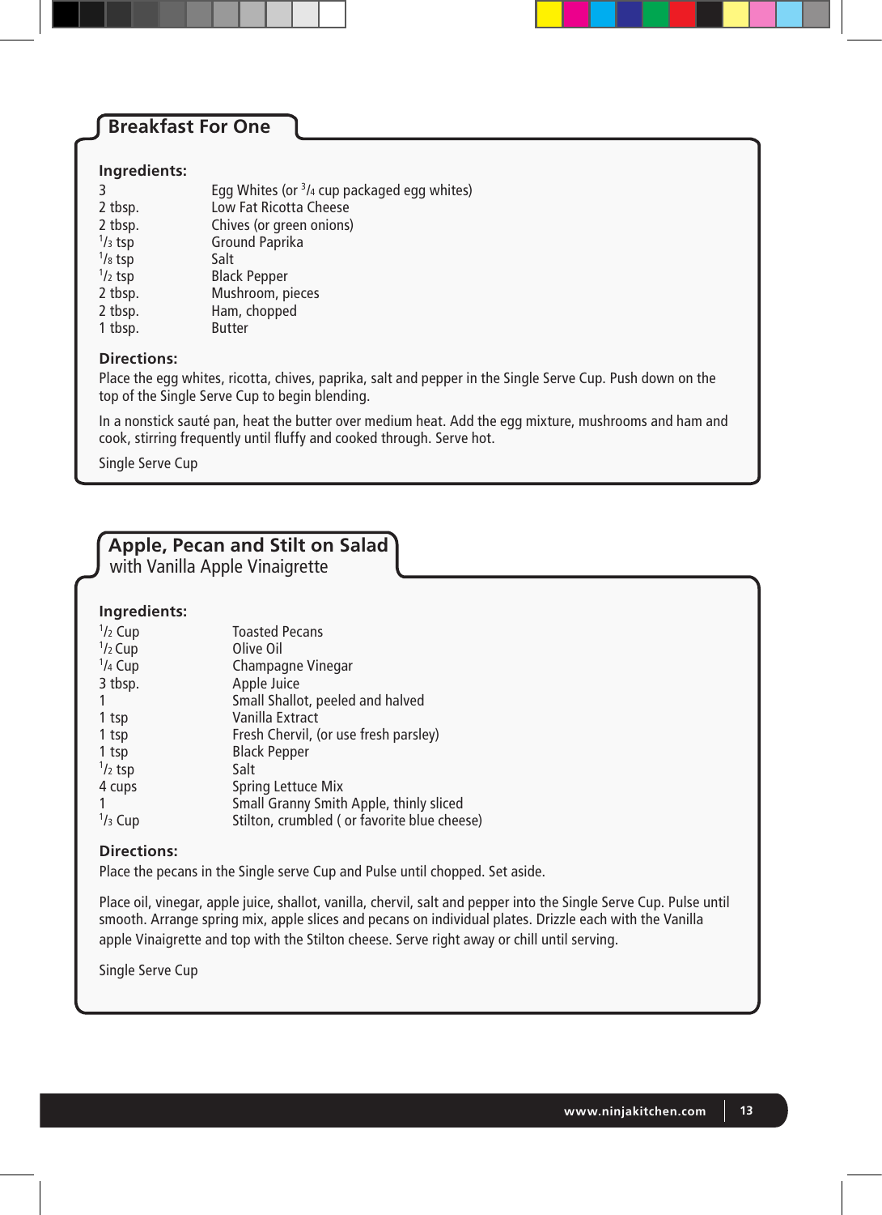## Breakfast For One

**Ingredients:**

| | |
|---|---|
| 3 | Egg Whites (or 3/4 cup packaged egg whites) |
| 2 tbsp. | Low Fat Ricotta Cheese |
| 2 tbsp. | Chives (or green onions) |
| 1/3 tsp | Ground Paprika |
| 1/8 tsp | Salt |
| 1/2 tsp | Black Pepper |
| 2 tbsp. | Mushroom, pieces |
| 2 tbsp. | Ham, chopped |
| 1 tbsp. | Butter |

**Directions:**

Place the egg whites, ricotta, chives, paprika, salt and pepper in the Single Serve Cup. Push down on the top of the Single Serve Cup to begin blending.

In a nonstick sauté pan, heat the butter over medium heat. Add the egg mixture, mushrooms and ham and cook, stirring frequently until fluffy and cooked through. Serve hot.

Single Serve Cup

## Apple, Pecan and Stilt on Salad with Vanilla Apple Vinaigrette

**Ingredients:**

| | |
|---|---|
| 1/2 Cup | Toasted Pecans |
| 1/2 Cup | Olive Oil |
| 1/4 Cup | Champagne Vinegar |
| 3 tbsp. | Apple Juice |
| 1 | Small Shallot, peeled and halved |
| 1 tsp | Vanilla Extract |
| 1 tsp | Fresh Chervil, (or use fresh parsley) |
| 1 tsp | Black Pepper |
| 1/2 tsp | Salt |
| 4 cups | Spring Lettuce Mix |
| 1 | Small Granny Smith Apple, thinly sliced |
| 1/3 Cup | Stilton, crumbled ( or favorite blue cheese) |

**Directions:**

Place the pecans in the Single serve Cup and Pulse until chopped. Set aside.

Place oil, vinegar, apple juice, shallot, vanilla, chervil, salt and pepper into the Single Serve Cup. Pulse until smooth. Arrange spring mix, apple slices and pecans on individual plates. Drizzle each with the Vanilla apple Vinaigrette and top with the Stilton cheese. Serve right away or chill until serving.

Single Serve Cup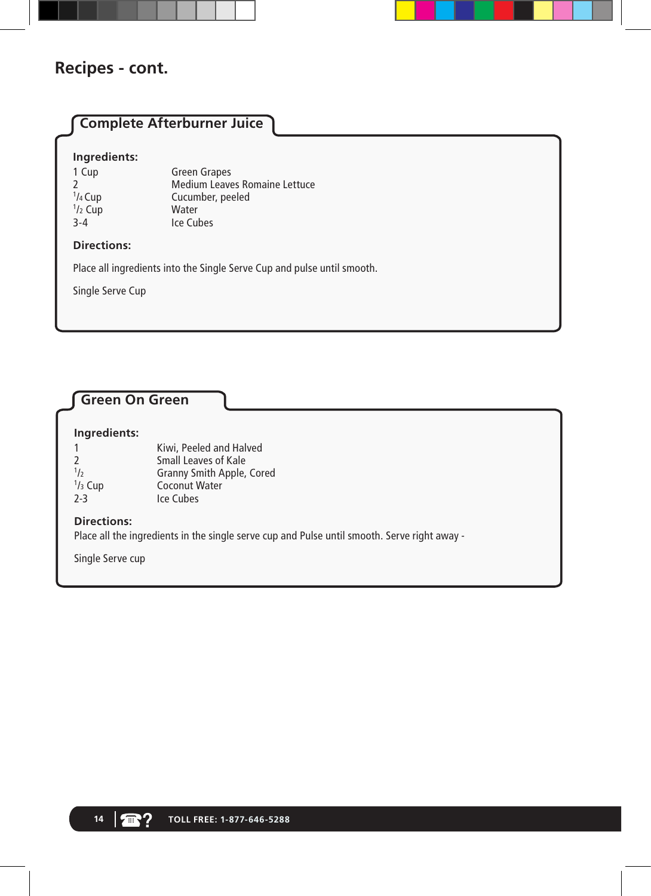# Recipes - cont.

## Complete Afterburner Juice

**Ingredients:**

| | |
|---|---|
| 1 Cup | Green Grapes |
| 2 | Medium Leaves Romaine Lettuce |
| 1/4 Cup | Cucumber, peeled |
| 1/2 Cup | Water |
| 3-4 | Ice Cubes |

**Directions:**

Place all ingredients into the Single Serve Cup and pulse until smooth.

Single Serve Cup

## Green On Green

**Ingredients:**

| | |
|---|---|
| 1 | Kiwi, Peeled and Halved |
| 2 | Small Leaves of Kale |
| 1/2 | Granny Smith Apple, Cored |
| 1/3 Cup | Coconut Water |
| 2-3 | Ice Cubes |

**Directions:**

Place all the ingredients in the single serve cup and Pulse until smooth. Serve right away -

Single Serve cup

TOLL FREE: 1-877-646-5288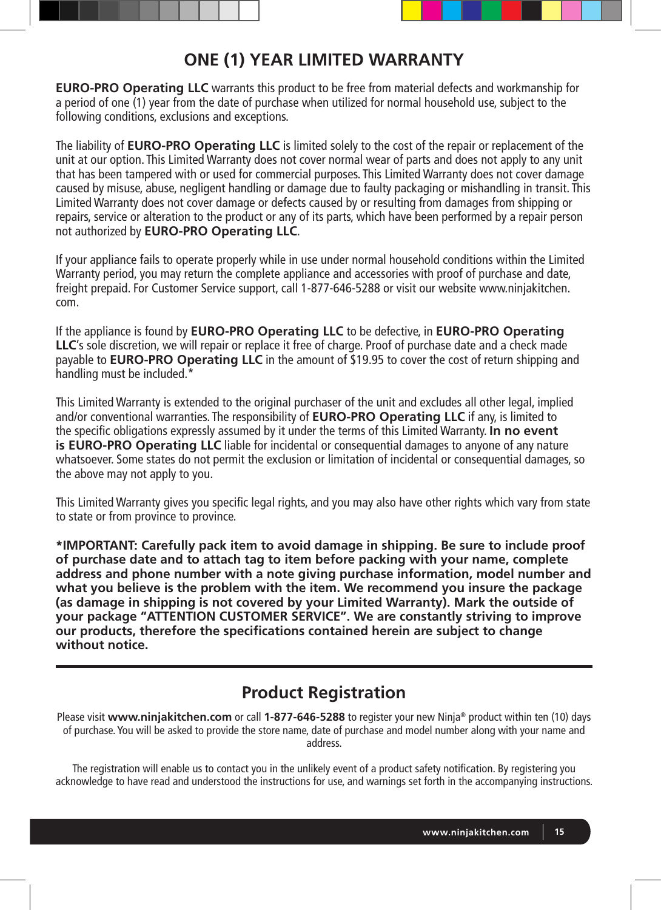# ONE (1) YEAR LIMITED WARRANTY

**EURO-PRO Operating LLC** warrants this product to be free from material defects and workmanship for a period of one (1) year from the date of purchase when utilized for normal household use, subject to the following conditions, exclusions and exceptions.

The liability of **EURO-PRO Operating LLC** is limited solely to the cost of the repair or replacement of the unit at our option. This Limited Warranty does not cover normal wear of parts and does not apply to any unit that has been tampered with or used for commercial purposes. This Limited Warranty does not cover damage caused by misuse, abuse, negligent handling or damage due to faulty packaging or mishandling in transit. This Limited Warranty does not cover damage or defects caused by or resulting from damages from shipping or repairs, service or alteration to the product or any of its parts, which have been performed by a repair person not authorized by **EURO-PRO Operating LLC**.

If your appliance fails to operate properly while in use under normal household conditions within the Limited Warranty period, you may return the complete appliance and accessories with proof of purchase and date, freight prepaid. For Customer Service support, call 1-877-646-5288 or visit our website www.ninjakitchen.com.

If the appliance is found by **EURO-PRO Operating LLC** to be defective, in **EURO-PRO Operating LLC**'s sole discretion, we will repair or replace it free of charge. Proof of purchase date and a check made payable to **EURO-PRO Operating LLC** in the amount of $19.95 to cover the cost of return shipping and handling must be included.*

This Limited Warranty is extended to the original purchaser of the unit and excludes all other legal, implied and/or conventional warranties. The responsibility of **EURO-PRO Operating LLC** if any, is limited to the specific obligations expressly assumed by it under the terms of this Limited Warranty. **In no event is EURO-PRO Operating LLC** liable for incidental or consequential damages to anyone of any nature whatsoever. Some states do not permit the exclusion or limitation of incidental or consequential damages, so the above may not apply to you.

This Limited Warranty gives you specific legal rights, and you may also have other rights which vary from state to state or from province to province.

**\*IMPORTANT: Carefully pack item to avoid damage in shipping. Be sure to include proof of purchase date and to attach tag to item before packing with your name, complete address and phone number with a note giving purchase information, model number and what you believe is the problem with the item. We recommend you insure the package (as damage in shipping is not covered by your Limited Warranty). Mark the outside of your package "ATTENTION CUSTOMER SERVICE". We are constantly striving to improve our products, therefore the specifications contained herein are subject to change without notice.**

---

## Product Registration

Please visit **www.ninjakitchen.com** or call **1-877-646-5288** to register your new Ninja® product within ten (10) days of purchase. You will be asked to provide the store name, date of purchase and model number along with your name and address.

The registration will enable us to contact you in the unlikely event of a product safety notification. By registering you acknowledge to have read and understood the instructions for use, and warnings set forth in the accompanying instructions.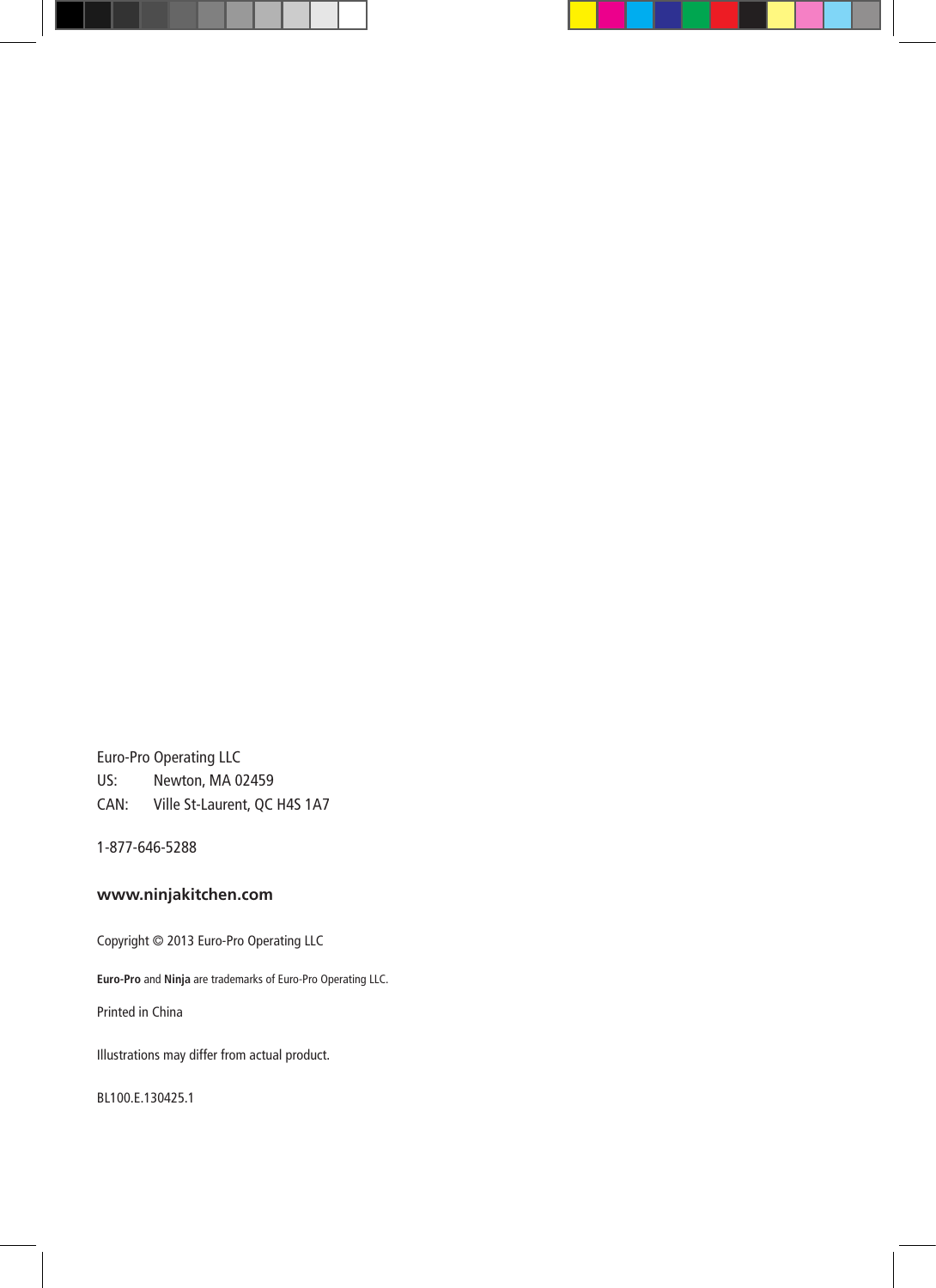Euro-Pro Operating LLC
US: Newton, MA 02459
CAN: Ville St-Laurent, QC H4S 1A7

1-877-646-5288

**www.ninjakitchen.com**

Copyright © 2013 Euro-Pro Operating LLC

**Euro-Pro** and **Ninja** are trademarks of Euro-Pro Operating LLC.

Printed in China

Illustrations may differ from actual product.

BL100.E.130425.1